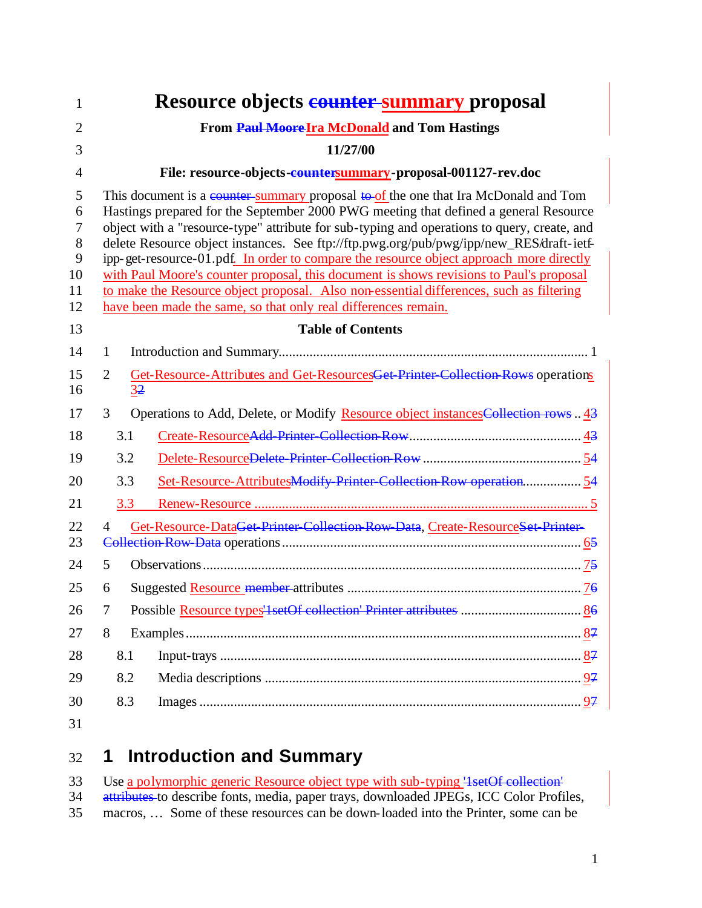# Resource objects ~~counter~~ summary proposal

**From ~~Paul Moore~~ Ira McDonald and Tom Hastings**

**11/27/00**

**File: resource-objects-~~counter~~summary-proposal-001127-rev.doc**

This document is a ~~counter~~ summary proposal ~~to~~ of the one that Ira McDonald and Tom Hastings prepared for the September 2000 PWG meeting that defined a general Resource object with a "resource-type" attribute for sub-typing and operations to query, create, and delete Resource object instances. See ftp://ftp.pwg.org/pub/pwg/ipp/new_RES/draft-ietf-ipp-get-resource-01.pdf. In order to compare the resource object approach more directly with Paul Moore's counter proposal, this document is shows revisions to Paul's proposal to make the Resource object proposal. Also non-essential differences, such as filtering have been made the same, so that only real differences remain.

**Table of Contents**

1 Introduction and Summary ........ 1

2 Get-Resource-Attributes and Get-Resources~~Get-Printer-Collection-Rows~~ operations ........ 3~~2~~

3 Operations to Add, Delete, or Modify Resource object instances~~Collection rows~~ ........ 4~~3~~

 3.1 Create-Resource~~Add-Printer-Collection-Row~~ ........ 4~~3~~

 3.2 Delete-Resource~~Delete-Printer-Collection-Row~~ ........ 5~~4~~

 3.3 Set-Resource-Attributes~~Modify-Printer-Collection-Row operation~~ ........ 5~~4~~

 3.3 Renew-Resource ........ 5

4 Get-Resource-Data~~Get-Printer-Collection-Row-Data~~, Create-Resource~~Set-Printer-Collection-Row-Data~~ operations ........ 6~~5~~

5 Observations ........ 7~~5~~

6 Suggested Resource ~~member~~ attributes ........ 7~~6~~

7 Possible Resource types~~'1setOf collection' Printer attributes~~ ........ 8~~6~~

8 Examples ........ 8~~7~~

 8.1 Input-trays ........ 8~~7~~

 8.2 Media descriptions ........ 9~~7~~

 8.3 Images ........ 9~~7~~

## 1 Introduction and Summary

Use a polymorphic generic Resource object type with sub-typing ~~'1setOf collection' attributes~~ to describe fonts, media, paper trays, downloaded JPEGs, ICC Color Profiles, macros, … Some of these resources can be down-loaded into the Printer, some can be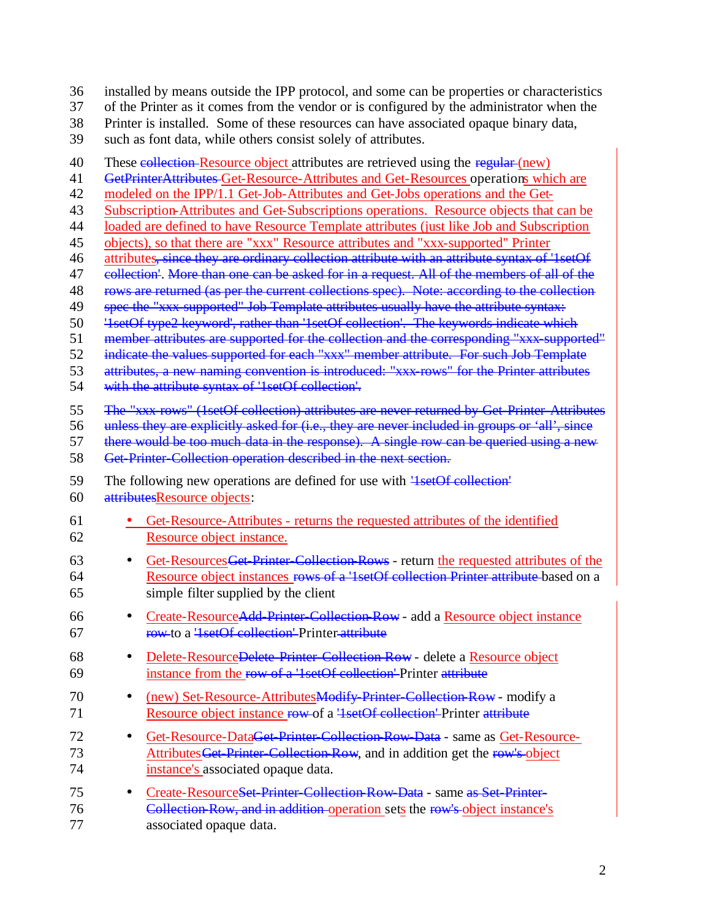installed by means outside the IPP protocol, and some can be properties or characteristics of the Printer as it comes from the vendor or is configured by the administrator when the Printer is installed.  Some of these resources can have associated opaque binary data, such as font data, while others consist solely of attributes.

These ~~collection~~ Resource object attributes are retrieved using the ~~regular~~ (new) ~~GetPrinterAttributes~~ Get-Resource-Attributes and Get-Resources operations which are modeled on the IPP/1.1 Get-Job-Attributes and Get-Jobs operations and the Get-Subscription~~-~~Attributes and Get-Subscriptions operations.  Resource objects that can be loaded are defined to have Resource Template attributes (just like Job and Subscription objects), so that there are "xxx" Resource attributes and "xxx-supported" Printer attributes~~, since they are ordinary collection attribute with an attribute syntax of '1setOf collection'~~. ~~More than one can be asked for in a request. All of the members of all of the rows are returned (as per the current collections spec).  Note: according to the collection spec the "xxx-supported" Job Template attributes usually have the attribute syntax: '1setOf type2 keyword', rather than '1setOf collection'.  The keywords indicate which member attributes are supported for the collection and the corresponding "xxx-supported" indicate the values supported for each "xxx" member attribute.  For such Job Template attributes, a new naming convention is introduced: "xxx-rows" for the Printer attributes with the attribute syntax of '1setOf collection'.~~

~~The "xxx-rows" (1setOf collection) attributes are never returned by Get-Printer-Attributes unless they are explicitly asked for (i.e., they are never included in groups or 'all', since there would be too much data in the response).  A single row can be queried using a new Get-Printer-Collection operation described in the next section.~~

The following new operations are defined for use with ~~'1setOf collection' attributes~~ Resource objects:

- Get-Resource-Attributes - returns the requested attributes of the identified Resource object instance.
- Get-Resources ~~Get-Printer-Collection-Rows~~ - return the requested attributes of the Resource object instances ~~rows of a '1setOf collection Printer attribute~~ based on a simple filter supplied by the client
- Create-Resource ~~Add-Printer-Collection-Row~~ - add a Resource object instance ~~row~~ to a ~~'1setOf collection'~~ Printer ~~attribute~~
- Delete-Resource ~~Delete-Printer-Collection-Row~~ - delete a Resource object instance from the ~~row of a '1setOf collection'~~ Printer ~~attribute~~
- (new) Set-Resource-Attributes ~~Modify-Printer-Collection-Row~~ - modify a Resource object instance ~~row~~ of a ~~'1setOf collection'~~ Printer ~~attribute~~
- Get-Resource-Data ~~Get-Printer-Collection-Row-Data~~ - same as Get-Resource-Attributes ~~Get-Printer-Collection-Row~~, and in addition get the ~~row's~~ object instance's associated opaque data.
- Create-Resource ~~Set-Printer-Collection-Row-Data~~ - same ~~as Set-Printer-Collection-Row, and in addition~~ operation sets the ~~row's~~ object instance's associated opaque data.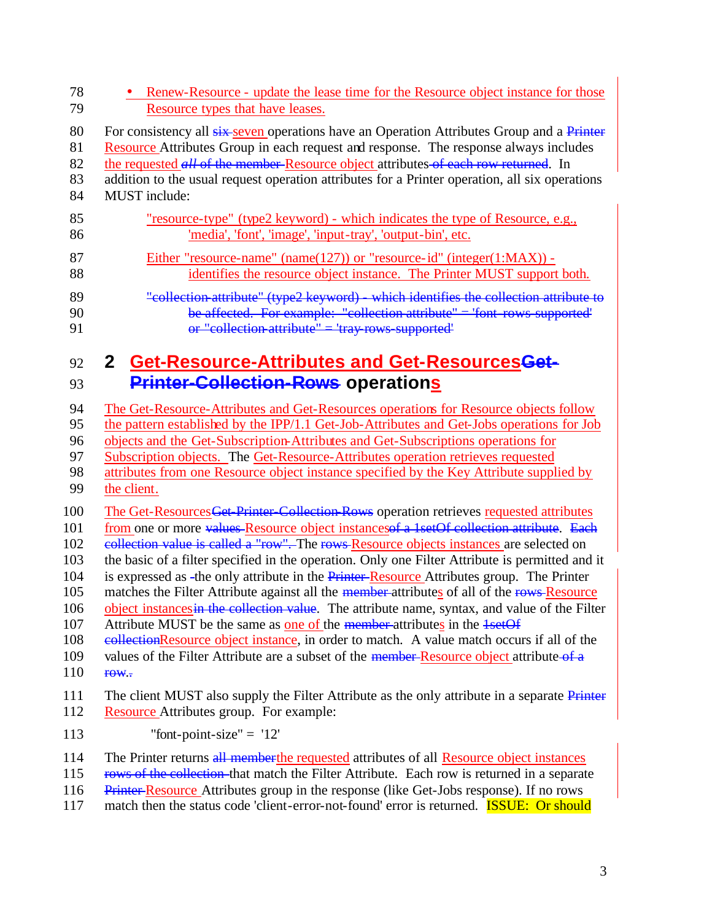- Renew-Resource - update the lease time for the Resource object instance for those Resource types that have leases.

For consistency all six seven operations have an Operation Attributes Group and a Printer Resource Attributes Group in each request and response. The response always includes the requested *all* of the member Resource object attributes of each row returned. In addition to the usual request operation attributes for a Printer operation, all six operations MUST include:

"resource-type" (type2 keyword) - which indicates the type of Resource, e.g., 'media', 'font', 'image', 'input-tray', 'output-bin', etc.

Either "resource-name" (name(127)) or "resource-id" (integer(1:MAX)) - identifies the resource object instance. The Printer MUST support both.

"collection-attribute" (type2 keyword) - which identifies the collection attribute to be affected. For example: "collection-attribute" = 'font-rows-supported' or "collection-attribute" = 'tray-rows-supported'

## 2 Get-Resource-Attributes and Get-ResourcesGet-Printer-Collection-Rows operations

The Get-Resource-Attributes and Get-Resources operations for Resource objects follow the pattern established by the IPP/1.1 Get-Job-Attributes and Get-Jobs operations for Job objects and the Get-Subscription-Attributes and Get-Subscriptions operations for Subscription objects. The Get-Resource-Attributes operation retrieves requested attributes from one Resource object instance specified by the Key Attribute supplied by the client.

The Get-ResourcesGet-Printer-Collection-Rows operation retrieves requested attributes from one or more values Resource object instancesof a 1setOf collection attribute. Each collection value is called a "row". The rows Resource objects instances are selected on the basic of a filter specified in the operation. Only one Filter Attribute is permitted and it is expressed as the only attribute in the Printer Resource Attributes group. The Printer matches the Filter Attribute against all the member attributes of all of the rows Resource object instancesin the collection value. The attribute name, syntax, and value of the Filter Attribute MUST be the same as one of the member attributes in the 1setOf collectionResource object instance, in order to match. A value match occurs if all of the values of the Filter Attribute are a subset of the member Resource object attribute of a row..

The client MUST also supply the Filter Attribute as the only attribute in a separate Printer Resource Attributes group. For example:

"font-point-size" = '12'

The Printer returns all memberthe requested attributes of all Resource object instances rows of the collection that match the Filter Attribute. Each row is returned in a separate Printer Resource Attributes group in the response (like Get-Jobs response). If no rows match then the status code 'client-error-not-found' error is returned. ISSUE: Or should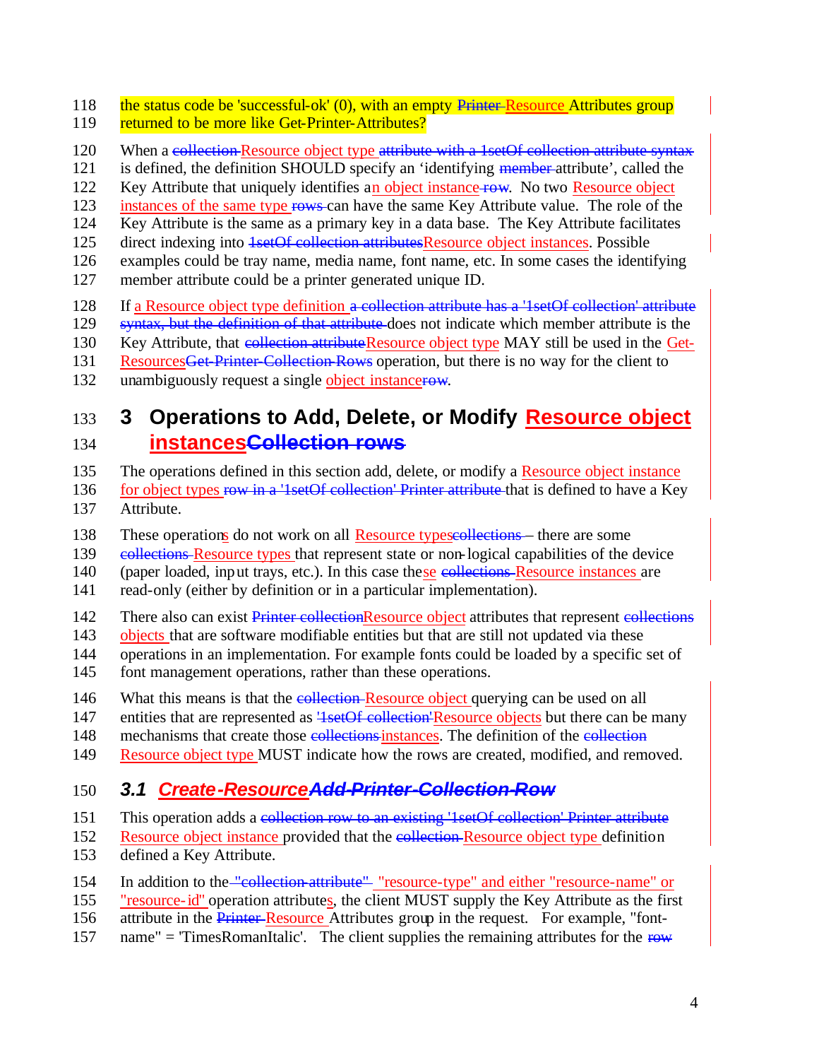the status code be 'successful-ok' (0), with an empty ~~Printer~~ Resource Attributes group returned to be more like Get-Printer-Attributes?

When a ~~collection~~ Resource object type ~~attribute with a 1setOf collection attribute syntax~~ is defined, the definition SHOULD specify an 'identifying ~~member~~ attribute', called the Key Attribute that uniquely identifies an object instance ~~row~~. No two Resource object instances of the same type ~~rows~~ can have the same Key Attribute value. The role of the Key Attribute is the same as a primary key in a data base. The Key Attribute facilitates direct indexing into ~~1setOf collection attributes~~Resource object instances. Possible examples could be tray name, media name, font name, etc. In some cases the identifying member attribute could be a printer generated unique ID.

If a Resource object type definition ~~a collection attribute has a '1setOf collection' attribute syntax, but the definition of that attribute~~ does not indicate which member attribute is the Key Attribute, that ~~collection attribute~~Resource object type MAY still be used in the Get-Resources~~Get-Printer-Collection-Rows~~ operation, but there is no way for the client to unambiguously request a single object instance~~row~~.

# 3 Operations to Add, Delete, or Modify Resource object instances~~Collection rows~~

The operations defined in this section add, delete, or modify a Resource object instance for object types ~~row in a '1setOf collection' Printer attribute~~ that is defined to have a Key Attribute.

These operations do not work on all Resource types~~collections~~ – there are some ~~collections~~ Resource types that represent state or non-logical capabilities of the device (paper loaded, input trays, etc.). In this case these ~~collections~~ Resource instances are read-only (either by definition or in a particular implementation).

There also can exist ~~Printer collection~~Resource object attributes that represent ~~collections~~ objects that are software modifiable entities but that are still not updated via these operations in an implementation. For example fonts could be loaded by a specific set of font management operations, rather than these operations.

What this means is that the ~~collection~~ Resource object querying can be used on all entities that are represented as ~~'1setOf collection'~~Resource objects but there can be many mechanisms that create those ~~collections~~instances. The definition of the ~~collection~~ Resource object type MUST indicate how the rows are created, modified, and removed.

## 3.1 Create-Resource~~Add-Printer-Collection-Row~~

This operation adds a ~~collection row to an existing '1setOf collection' Printer attribute~~ Resource object instance provided that the ~~collection~~ Resource object type definition defined a Key Attribute.

In addition to the ~~"collection-attribute"~~ "resource-type" and either "resource-name" or "resource-id" operation attributes, the client MUST supply the Key Attribute as the first attribute in the ~~Printer~~ Resource Attributes group in the request. For example, "font-name" = 'TimesRomanItalic'. The client supplies the remaining attributes for the ~~row~~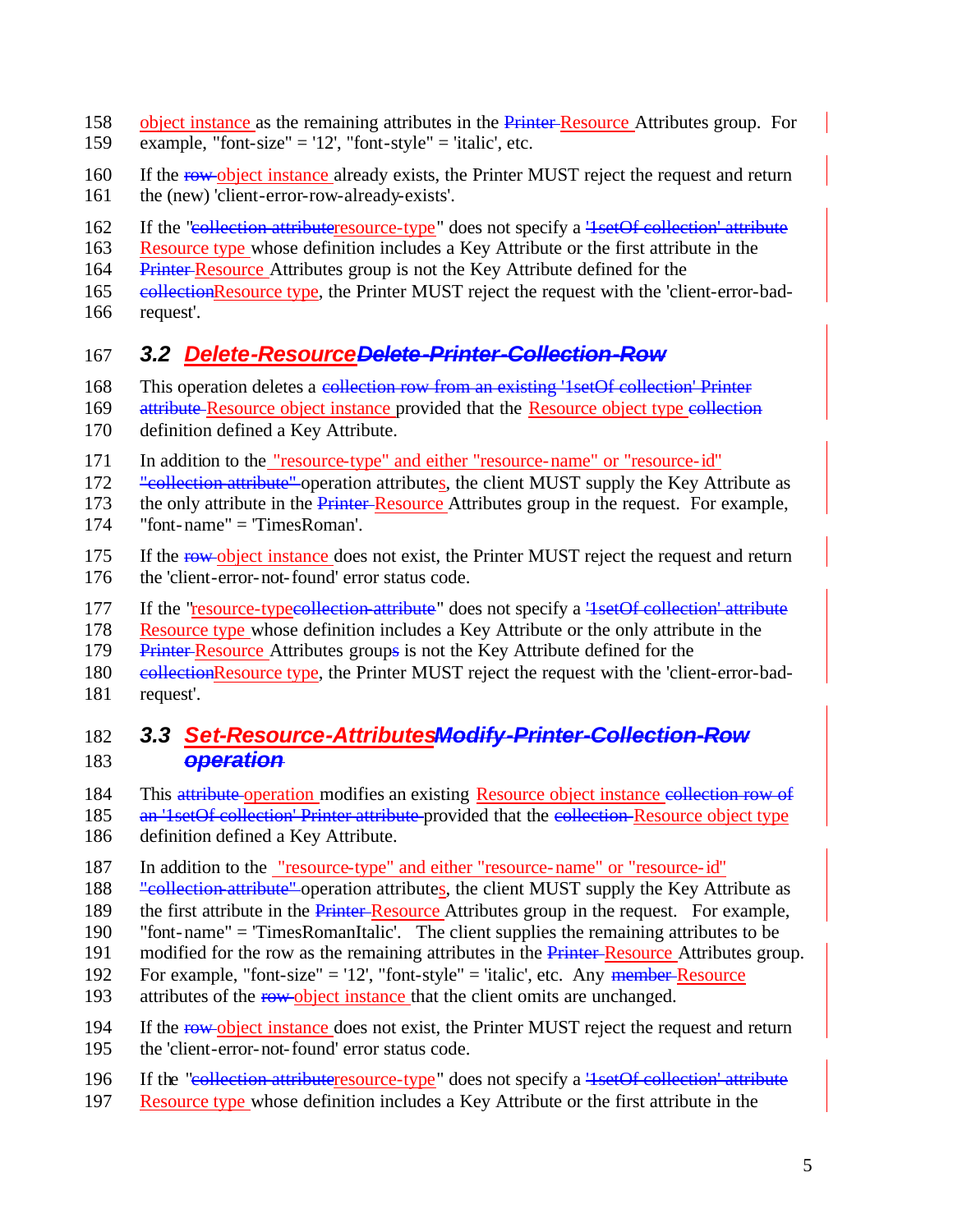object instance ~~as~~ as the remaining attributes in the ~~Printer~~ Resource Attributes group. For example, "font-size" = '12', "font-style" = 'italic', etc.

If the ~~row~~ object instance already exists, the Printer MUST reject the request and return the (new) 'client-error-row-already-exists'.

If the "~~collection-attribute~~resource-type" does not specify a ~~'1setOf collection' attribute~~ Resource type whose definition includes a Key Attribute or the first attribute in the ~~Printer~~ Resource Attributes group is not the Key Attribute defined for the ~~collection~~Resource type, the Printer MUST reject the request with the 'client-error-bad-request'.

## 3.2 Delete-Resource~~Delete-Printer-Collection-Row~~

This operation deletes a ~~collection row from an existing '1setOf collection' Printer attribute~~ Resource object instance provided that the Resource object type ~~collection~~ definition defined a Key Attribute.

In addition to the "resource-type" and either "resource-name" or "resource-id" ~~"collection-attribute"~~ operation attributes, the client MUST supply the Key Attribute as the only attribute in the ~~Printer~~ Resource Attributes group in the request. For example, "font-name" = 'TimesRoman'.

If the ~~row~~ object instance does not exist, the Printer MUST reject the request and return the 'client-error-not-found' error status code.

If the "resource-type~~collection-attribute~~" does not specify a ~~'1setOf collection' attribute~~ Resource type whose definition includes a Key Attribute or the only attribute in the ~~Printer~~ Resource Attributes group~~s~~ is not the Key Attribute defined for the ~~collection~~Resource type, the Printer MUST reject the request with the 'client-error-bad-request'.

## 3.3 Set-Resource-Attributes~~Modify-Printer-Collection-Row operation~~

This ~~attribute~~ operation modifies an existing Resource object instance ~~collection row of an '1setOf collection' Printer attribute~~ provided that the ~~collection~~ Resource object type definition defined a Key Attribute.

In addition to the "resource-type" and either "resource-name" or "resource-id" ~~"collection-attribute"~~ operation attributes, the client MUST supply the Key Attribute as the first attribute in the ~~Printer~~ Resource Attributes group in the request. For example, "font-name" = 'TimesRomanItalic'. The client supplies the remaining attributes to be modified for the row as the remaining attributes in the ~~Printer~~ Resource Attributes group. For example, "font-size" = '12', "font-style" = 'italic', etc. Any ~~member~~ Resource attributes of the ~~row~~ object instance that the client omits are unchanged.

If the ~~row~~ object instance does not exist, the Printer MUST reject the request and return the 'client-error-not-found' error status code.

If the "~~collection-attribute~~resource-type" does not specify a ~~'1setOf collection' attribute~~ Resource type whose definition includes a Key Attribute or the first attribute in the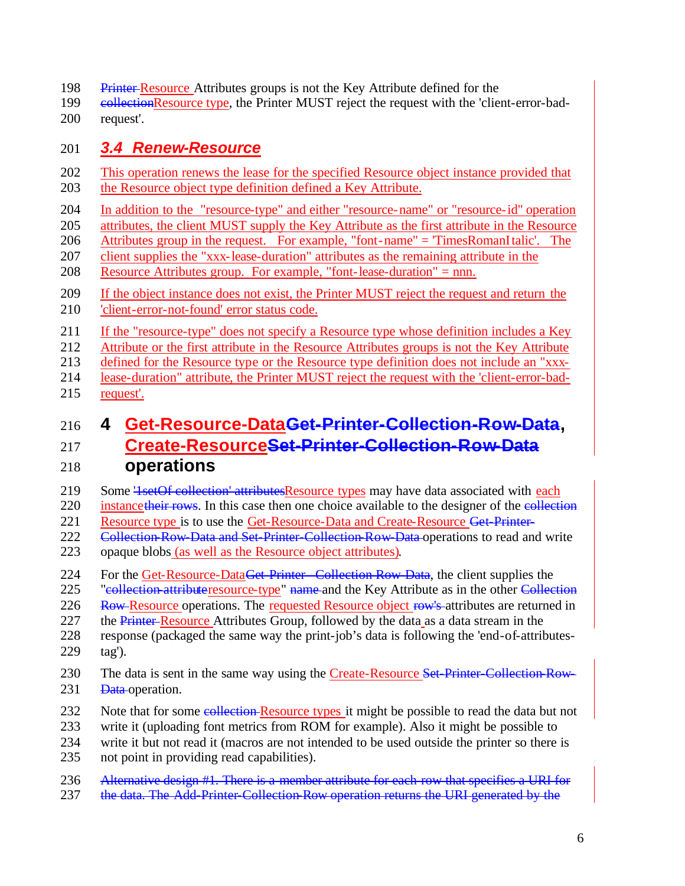~~Printer~~ Resource Attributes groups is not the Key Attribute defined for the ~~collection~~Resource type, the Printer MUST reject the request with the 'client-error-bad-request'.

### *3.4 Renew-Resource*

This operation renews the lease for the specified Resource object instance provided that the Resource object type definition defined a Key Attribute.

In addition to the "resource-type" and either "resource-name" or "resource-id" operation attributes, the client MUST supply the Key Attribute as the first attribute in the Resource Attributes group in the request. For example, "font-name" = 'TimesRomanItalic'. The client supplies the "xxx-lease-duration" attributes as the remaining attribute in the Resource Attributes group. For example, "font-lease-duration" = nnn.

If the object instance does not exist, the Printer MUST reject the request and return the 'client-error-not-found' error status code.

If the "resource-type" does not specify a Resource type whose definition includes a Key Attribute or the first attribute in the Resource Attributes groups is not the Key Attribute defined for the Resource type or the Resource type definition does not include an "xxx-lease-duration" attribute, the Printer MUST reject the request with the 'client-error-bad-request'.

## 4 Get-Resource-Data~~Get-Printer-Collection-Row-Data~~, Create-Resource~~Set-Printer-Collection-Row-Data~~ operations

Some ~~'1setOf collection' attributes~~Resource types may have data associated with each instance~~their rows~~. In this case then one choice available to the designer of the ~~collection~~ Resource type is to use the Get-Resource-Data and Create-Resource ~~Get-Printer-Collection-Row-Data and Set-Printer-Collection-Row-Data~~ operations to read and write opaque blobs (as well as the Resource object attributes).

For the Get-Resource-Data~~Get-Printer - Collection-Row-Data~~, the client supplies the "~~collection-attribute~~resource-type" ~~name~~ and the Key Attribute as in the other ~~Collection Row~~ Resource operations. The requested Resource object ~~row's~~ attributes are returned in the ~~Printer~~ Resource Attributes Group, followed by the data as a data stream in the response (packaged the same way the print-job's data is following the 'end-of-attributes-tag').

The data is sent in the same way using the Create-Resource ~~Set-Printer-Collection-Row-Data~~ operation.

Note that for some ~~collection~~ Resource types it might be possible to read the data but not write it (uploading font metrics from ROM for example). Also it might be possible to write it but not read it (macros are not intended to be used outside the printer so there is not point in providing read capabilities).

~~Alternative design #1. There is a member attribute for each row that specifies a URI for the data. The Add-Printer-Collection-Row operation returns the URI generated by the~~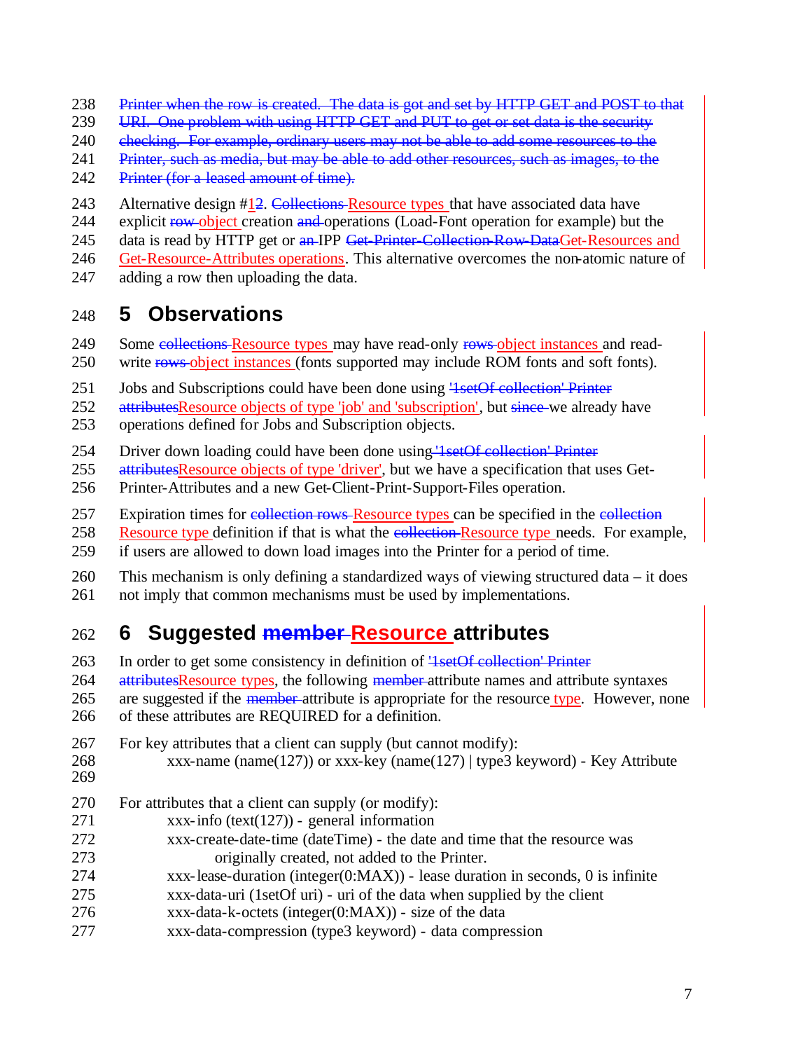~~Printer when the row is created. The data is got and set by HTTP GET and POST to that URI. One problem with using HTTP GET and PUT to get or set data is the security checking. For example, ordinary users may not be able to add some resources to the Printer, such as media, but may be able to add other resources, such as images, to the Printer (for a leased amount of time).~~

Alternative design #1~~2~~. ~~Collections~~ Resource types that have associated data have explicit ~~row~~ object creation ~~and~~ operations (Load-Font operation for example) but the data is read by HTTP get or ~~an~~ IPP ~~Get-Printer-Collection-Row-Data~~Get-Resources and Get-Resource-Attributes operations. This alternative overcomes the non-atomic nature of adding a row then uploading the data.

## 5 Observations

Some ~~collections~~ Resource types may have read-only ~~rows~~ object instances and read-write ~~rows~~ object instances (fonts supported may include ROM fonts and soft fonts).

Jobs and Subscriptions could have been done using ~~'1setOf collection' Printer attributes~~Resource objects of type 'job' and 'subscription', but ~~since~~ we already have operations defined for Jobs and Subscription objects.

Driver down loading could have been done using ~~'1setOf collection' Printer attributes~~Resource objects of type 'driver', but we have a specification that uses Get-Printer-Attributes and a new Get-Client-Print-Support-Files operation.

Expiration times for ~~collection rows~~ Resource types can be specified in the ~~collection~~ Resource type definition if that is what the ~~collection~~ Resource type needs. For example, if users are allowed to down load images into the Printer for a period of time.

This mechanism is only defining a standardized ways of viewing structured data – it does not imply that common mechanisms must be used by implementations.

## 6 Suggested ~~member~~ Resource attributes

In order to get some consistency in definition of ~~'1setOf collection' Printer attributes~~Resource types, the following ~~member~~ attribute names and attribute syntaxes are suggested if the ~~member~~ attribute is appropriate for the resource type. However, none of these attributes are REQUIRED for a definition.

For key attributes that a client can supply (but cannot modify):

- xxx-name (name(127)) or xxx-key (name(127) | type3 keyword) - Key Attribute

For attributes that a client can supply (or modify):

- xxx-info (text(127)) - general information
- xxx-create-date-time (dateTime) - the date and time that the resource was originally created, not added to the Printer.
- xxx-lease-duration (integer(0:MAX)) - lease duration in seconds, 0 is infinite
- xxx-data-uri (1setOf uri) - uri of the data when supplied by the client
- xxx-data-k-octets (integer(0:MAX)) - size of the data
- xxx-data-compression (type3 keyword) - data compression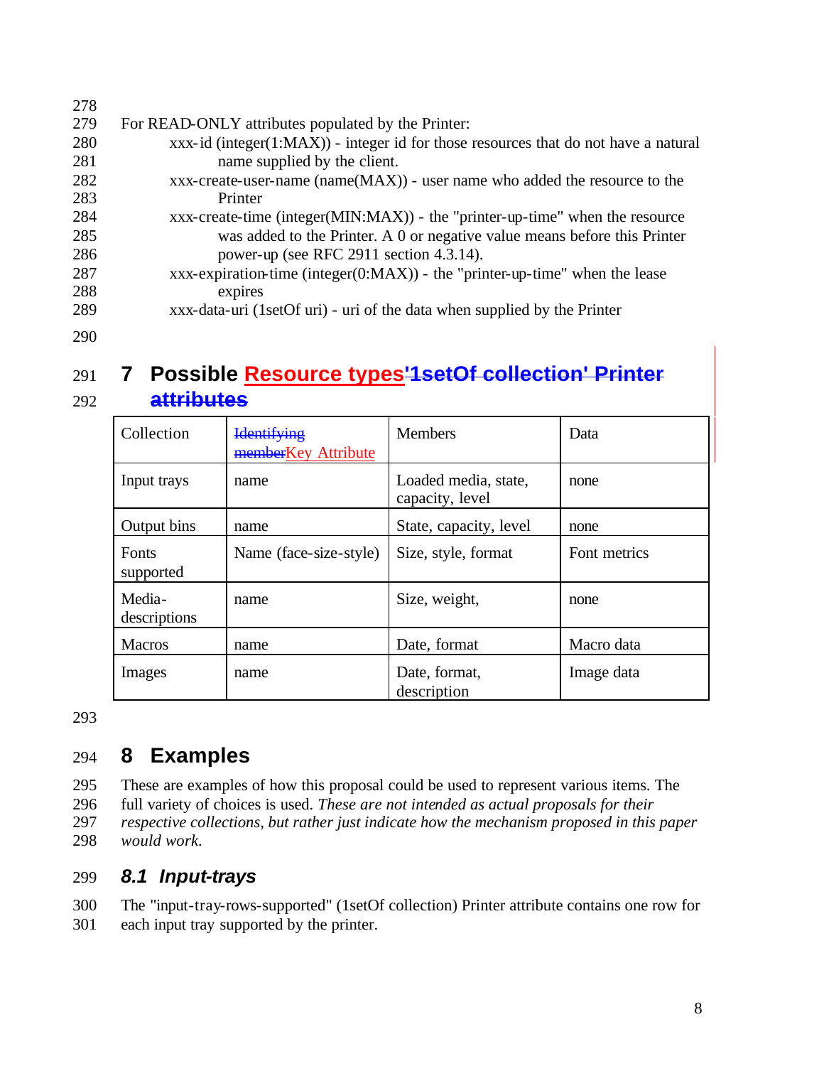For READ-ONLY attributes populated by the Printer:

xxx-id (integer(1:MAX)) - integer id for those resources that do not have a natural name supplied by the client.

xxx-create-user-name (name(MAX)) - user name who added the resource to the Printer

xxx-create-time (integer(MIN:MAX)) - the "printer-up-time" when the resource was added to the Printer. A 0 or negative value means before this Printer power-up (see RFC 2911 section 4.3.14).

xxx-expiration-time (integer(0:MAX)) - the "printer-up-time" when the lease expires

xxx-data-uri (1setOf uri) - uri of the data when supplied by the Printer

# 7 Possible Resource types~~'1setOf collection' Printer attributes~~

| Collection | ~~Identifying member~~Key Attribute | Members | Data |
|---|---|---|---|
| Input trays | name | Loaded media, state, capacity, level | none |
| Output bins | name | State, capacity, level | none |
| Fonts supported | Name (face-size-style) | Size, style, format | Font metrics |
| Media-descriptions | name | Size, weight, | none |
| Macros | name | Date, format | Macro data |
| Images | name | Date, format, description | Image data |

# 8 Examples

These are examples of how this proposal could be used to represent various items. The full variety of choices is used. *These are not intended as actual proposals for their respective collections, but rather just indicate how the mechanism proposed in this paper would work.*

## *8.1 Input-trays*

The "input-tray-rows-supported" (1setOf collection) Printer attribute contains one row for each input tray supported by the printer.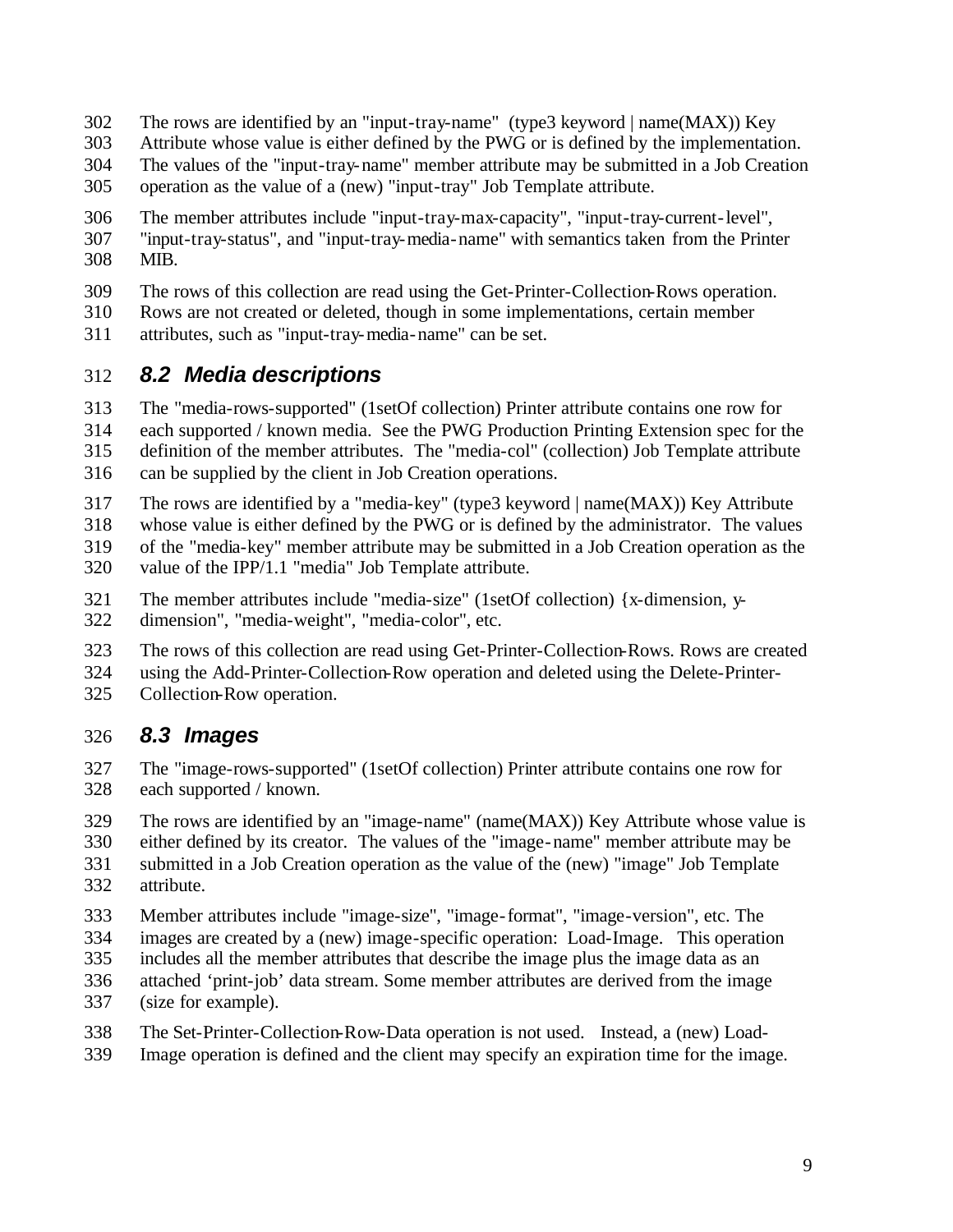The rows are identified by an "input-tray-name" (type3 keyword | name(MAX)) Key Attribute whose value is either defined by the PWG or is defined by the implementation. The values of the "input-tray-name" member attribute may be submitted in a Job Creation operation as the value of a (new) "input-tray" Job Template attribute.

The member attributes include "input-tray-max-capacity", "input-tray-current-level", "input-tray-status", and "input-tray-media-name" with semantics taken from the Printer MIB.

The rows of this collection are read using the Get-Printer-Collection-Rows operation. Rows are not created or deleted, though in some implementations, certain member attributes, such as "input-tray-media-name" can be set.

## 8.2 Media descriptions

The "media-rows-supported" (1setOf collection) Printer attribute contains one row for each supported / known media. See the PWG Production Printing Extension spec for the definition of the member attributes. The "media-col" (collection) Job Template attribute can be supplied by the client in Job Creation operations.

The rows are identified by a "media-key" (type3 keyword | name(MAX)) Key Attribute whose value is either defined by the PWG or is defined by the administrator. The values of the "media-key" member attribute may be submitted in a Job Creation operation as the value of the IPP/1.1 "media" Job Template attribute.

The member attributes include "media-size" (1setOf collection) {x-dimension, y-dimension", "media-weight", "media-color", etc.

The rows of this collection are read using Get-Printer-Collection-Rows. Rows are created using the Add-Printer-Collection-Row operation and deleted using the Delete-Printer-Collection-Row operation.

## 8.3 Images

The "image-rows-supported" (1setOf collection) Printer attribute contains one row for each supported / known.

The rows are identified by an "image-name" (name(MAX)) Key Attribute whose value is either defined by its creator. The values of the "image-name" member attribute may be submitted in a Job Creation operation as the value of the (new) "image" Job Template attribute.

Member attributes include "image-size", "image-format", "image-version", etc. The images are created by a (new) image-specific operation: Load-Image. This operation includes all the member attributes that describe the image plus the image data as an attached 'print-job' data stream. Some member attributes are derived from the image (size for example).

The Set-Printer-Collection-Row-Data operation is not used. Instead, a (new) Load-Image operation is defined and the client may specify an expiration time for the image.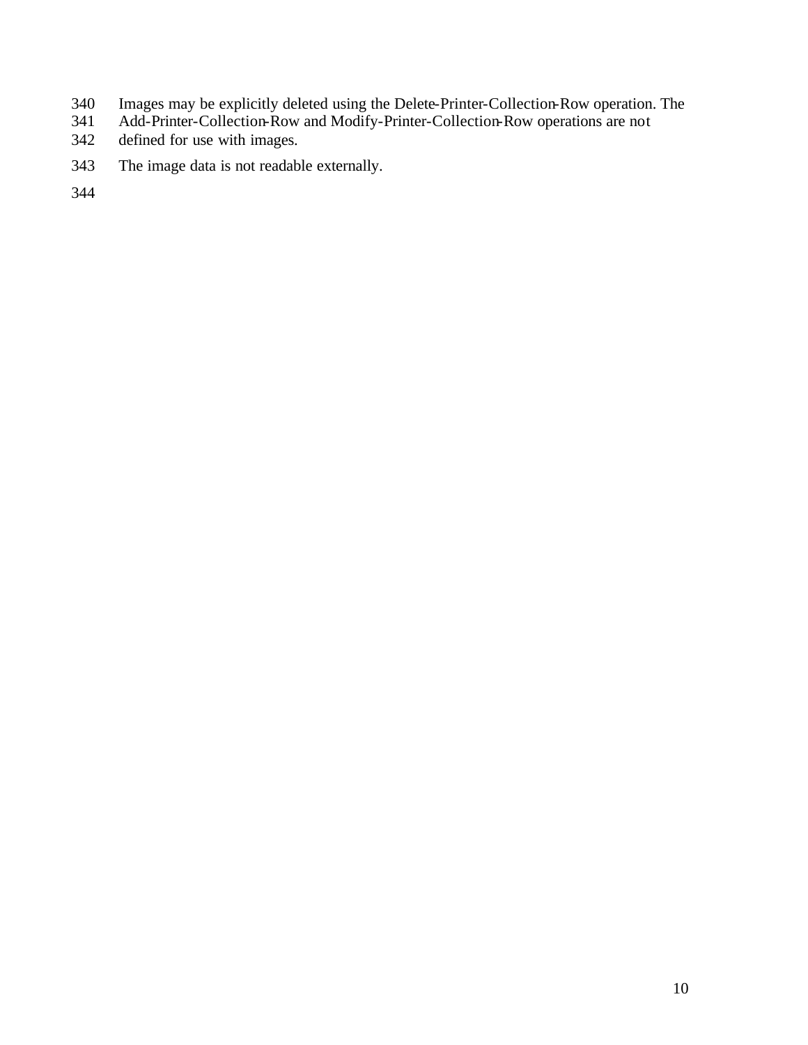Images may be explicitly deleted using the Delete-Printer-Collection-Row operation. The Add-Printer-Collection-Row and Modify-Printer-Collection-Row operations are not defined for use with images.

The image data is not readable externally.